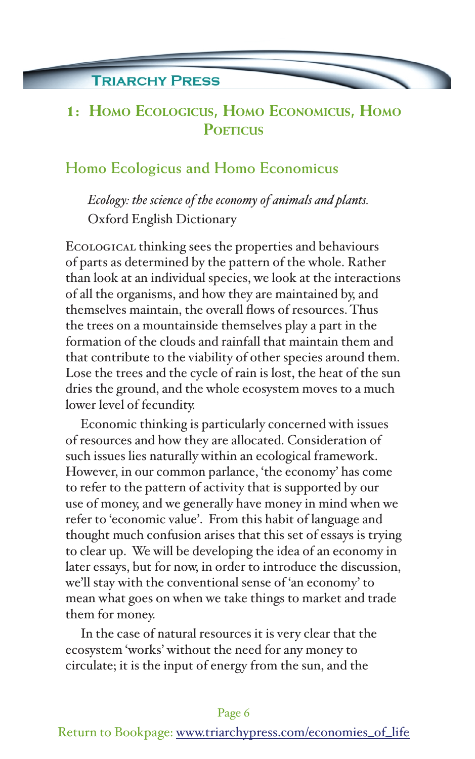# 1: Homo Ecologicus, Homo Economicus, Homo Poeticus

## Homo Ecologicus and Homo Economicus

> *Ecology: the science of the economy of animals and plants.*
> Oxford English Dictionary

Ecological thinking sees the properties and behaviours of parts as determined by the pattern of the whole. Rather than look at an individual species, we look at the interactions of all the organisms, and how they are maintained by, and themselves maintain, the overall flows of resources. Thus the trees on a mountainside themselves play a part in the formation of the clouds and rainfall that maintain them and that contribute to the viability of other species around them. Lose the trees and the cycle of rain is lost, the heat of the sun dries the ground, and the whole ecosystem moves to a much lower level of fecundity.

Economic thinking is particularly concerned with issues of resources and how they are allocated. Consideration of such issues lies naturally within an ecological framework. However, in our common parlance, 'the economy' has come to refer to the pattern of activity that is supported by our use of money, and we generally have money in mind when we refer to 'economic value'. From this habit of language and thought much confusion arises that this set of essays is trying to clear up. We will be developing the idea of an economy in later essays, but for now, in order to introduce the discussion, we'll stay with the conventional sense of 'an economy' to mean what goes on when we take things to market and trade them for money.

In the case of natural resources it is very clear that the ecosystem 'works' without the need for any money to circulate; it is the input of energy from the sun, and the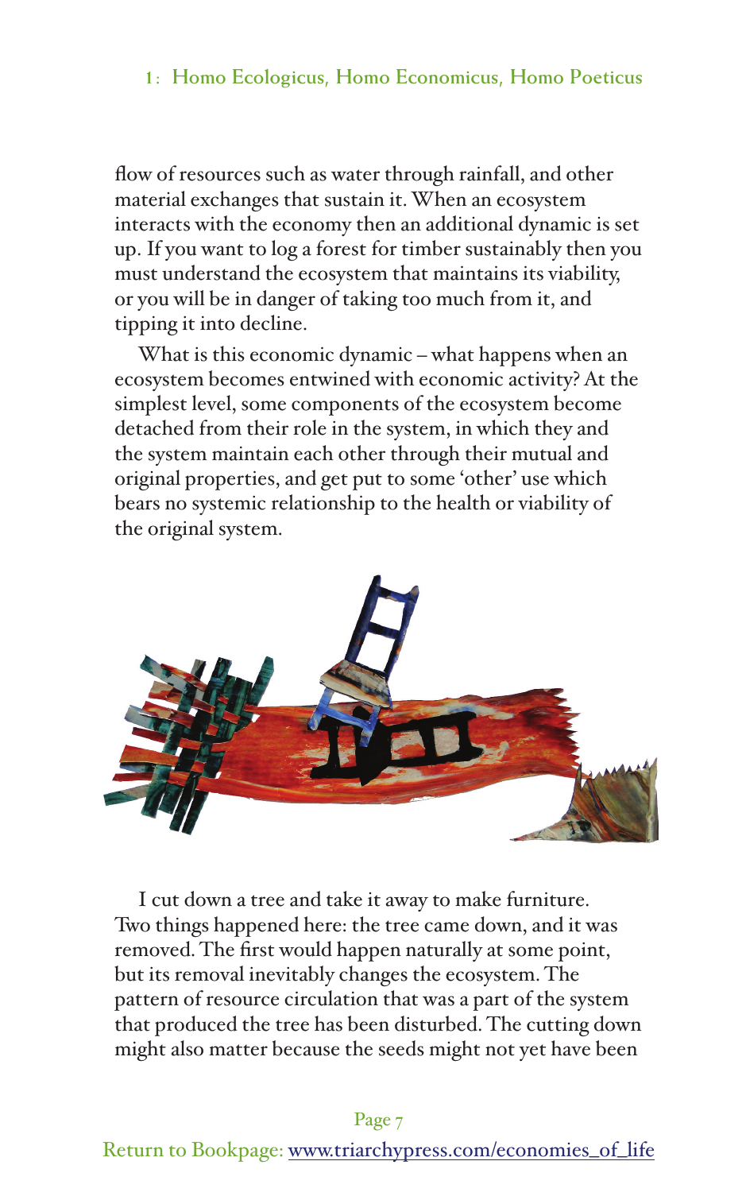flow of resources such as water through rainfall, and other material exchanges that sustain it. When an ecosystem interacts with the economy then an additional dynamic is set up. If you want to log a forest for timber sustainably then you must understand the ecosystem that maintains its viability, or you will be in danger of taking too much from it, and tipping it into decline.

What is this economic dynamic – what happens when an ecosystem becomes entwined with economic activity? At the simplest level, some components of the ecosystem become detached from their role in the system, in which they and the system maintain each other through their mutual and original properties, and get put to some 'other' use which bears no systemic relationship to the health or viability of the original system.

I cut down a tree and take it away to make furniture. Two things happened here: the tree came down, and it was removed. The first would happen naturally at some point, but its removal inevitably changes the ecosystem. The pattern of resource circulation that was a part of the system that produced the tree has been disturbed. The cutting down might also matter because the seeds might not yet have been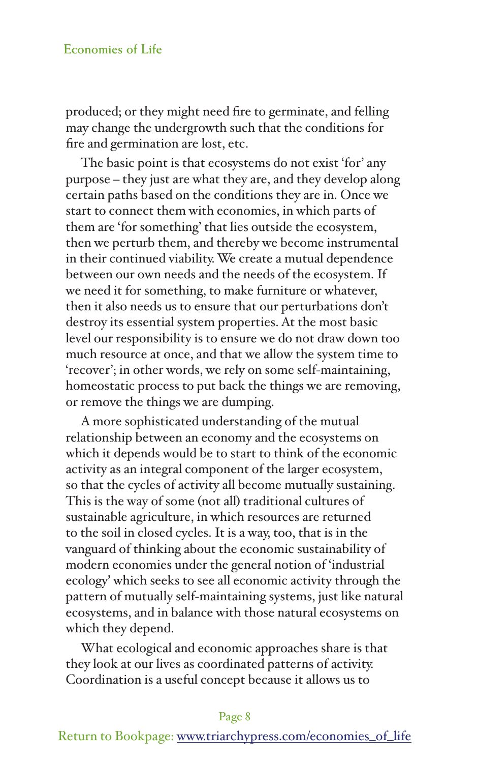produced; or they might need fire to germinate, and felling may change the undergrowth such that the conditions for fire and germination are lost, etc.

The basic point is that ecosystems do not exist 'for' any purpose – they just are what they are, and they develop along certain paths based on the conditions they are in. Once we start to connect them with economies, in which parts of them are 'for something' that lies outside the ecosystem, then we perturb them, and thereby we become instrumental in their continued viability. We create a mutual dependence between our own needs and the needs of the ecosystem. If we need it for something, to make furniture or whatever, then it also needs us to ensure that our perturbations don't destroy its essential system properties. At the most basic level our responsibility is to ensure we do not draw down too much resource at once, and that we allow the system time to 'recover'; in other words, we rely on some self-maintaining, homeostatic process to put back the things we are removing, or remove the things we are dumping.

A more sophisticated understanding of the mutual relationship between an economy and the ecosystems on which it depends would be to start to think of the economic activity as an integral component of the larger ecosystem, so that the cycles of activity all become mutually sustaining. This is the way of some (not all) traditional cultures of sustainable agriculture, in which resources are returned to the soil in closed cycles. It is a way, too, that is in the vanguard of thinking about the economic sustainability of modern economies under the general notion of 'industrial ecology' which seeks to see all economic activity through the pattern of mutually self-maintaining systems, just like natural ecosystems, and in balance with those natural ecosystems on which they depend.

What ecological and economic approaches share is that they look at our lives as coordinated patterns of activity. Coordination is a useful concept because it allows us to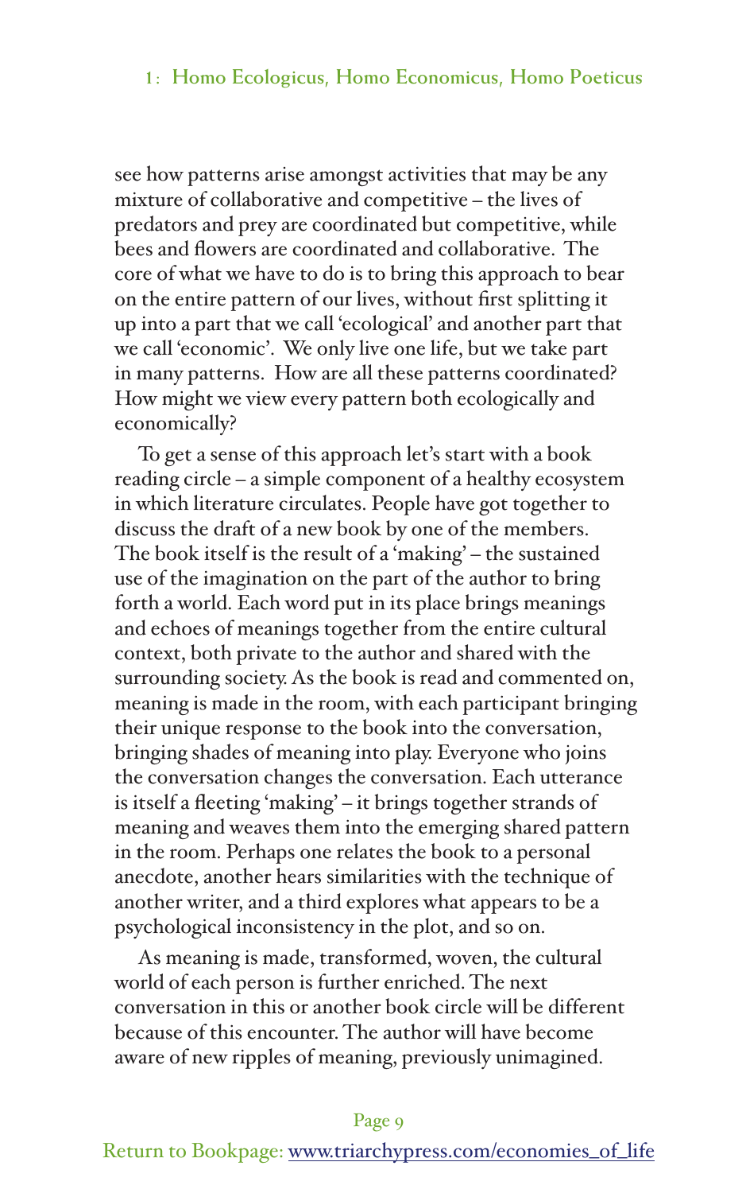see how patterns arise amongst activities that may be any mixture of collaborative and competitive – the lives of predators and prey are coordinated but competitive, while bees and flowers are coordinated and collaborative. The core of what we have to do is to bring this approach to bear on the entire pattern of our lives, without first splitting it up into a part that we call 'ecological' and another part that we call 'economic'. We only live one life, but we take part in many patterns. How are all these patterns coordinated? How might we view every pattern both ecologically and economically?

To get a sense of this approach let's start with a book reading circle – a simple component of a healthy ecosystem in which literature circulates. People have got together to discuss the draft of a new book by one of the members. The book itself is the result of a 'making' – the sustained use of the imagination on the part of the author to bring forth a world. Each word put in its place brings meanings and echoes of meanings together from the entire cultural context, both private to the author and shared with the surrounding society. As the book is read and commented on, meaning is made in the room, with each participant bringing their unique response to the book into the conversation, bringing shades of meaning into play. Everyone who joins the conversation changes the conversation. Each utterance is itself a fleeting 'making' – it brings together strands of meaning and weaves them into the emerging shared pattern in the room. Perhaps one relates the book to a personal anecdote, another hears similarities with the technique of another writer, and a third explores what appears to be a psychological inconsistency in the plot, and so on.

As meaning is made, transformed, woven, the cultural world of each person is further enriched. The next conversation in this or another book circle will be different because of this encounter. The author will have become aware of new ripples of meaning, previously unimagined.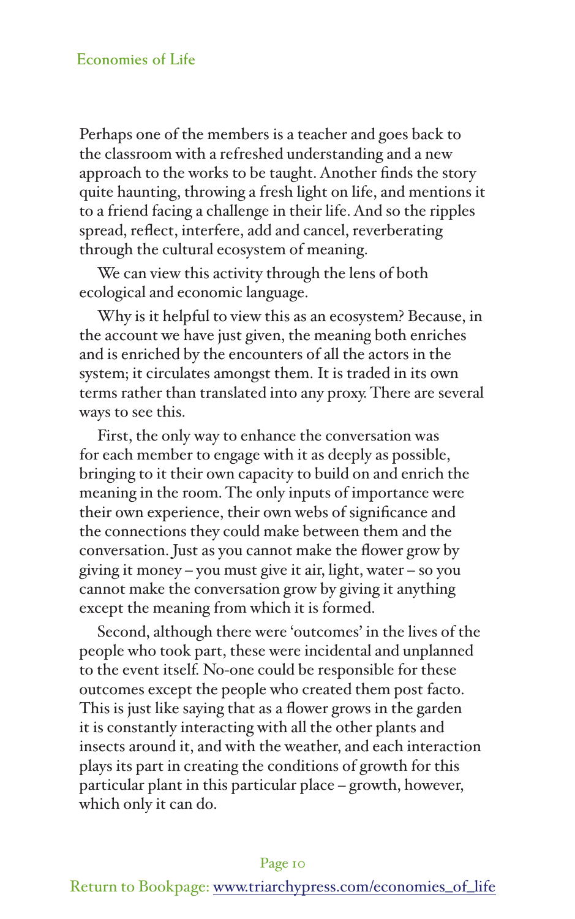Perhaps one of the members is a teacher and goes back to the classroom with a refreshed understanding and a new approach to the works to be taught. Another finds the story quite haunting, throwing a fresh light on life, and mentions it to a friend facing a challenge in their life. And so the ripples spread, reflect, interfere, add and cancel, reverberating through the cultural ecosystem of meaning.

We can view this activity through the lens of both ecological and economic language.

Why is it helpful to view this as an ecosystem? Because, in the account we have just given, the meaning both enriches and is enriched by the encounters of all the actors in the system; it circulates amongst them. It is traded in its own terms rather than translated into any proxy. There are several ways to see this.

First, the only way to enhance the conversation was for each member to engage with it as deeply as possible, bringing to it their own capacity to build on and enrich the meaning in the room. The only inputs of importance were their own experience, their own webs of significance and the connections they could make between them and the conversation. Just as you cannot make the flower grow by giving it money – you must give it air, light, water – so you cannot make the conversation grow by giving it anything except the meaning from which it is formed.

Second, although there were 'outcomes' in the lives of the people who took part, these were incidental and unplanned to the event itself. No-one could be responsible for these outcomes except the people who created them post facto. This is just like saying that as a flower grows in the garden it is constantly interacting with all the other plants and insects around it, and with the weather, and each interaction plays its part in creating the conditions of growth for this particular plant in this particular place – growth, however, which only it can do.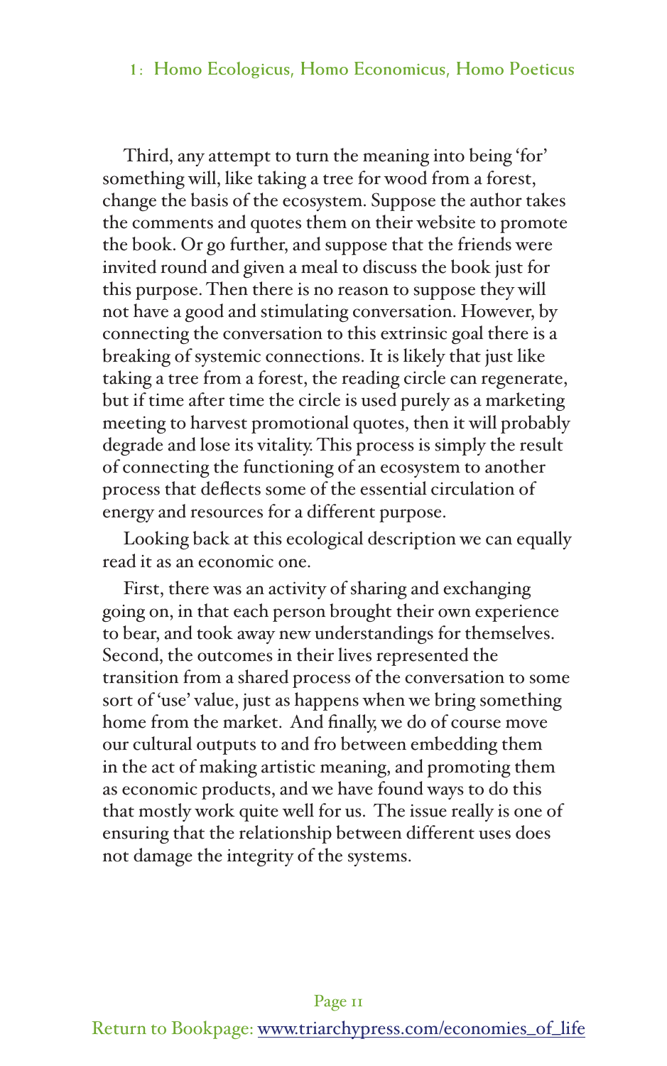Third, any attempt to turn the meaning into being 'for' something will, like taking a tree for wood from a forest, change the basis of the ecosystem. Suppose the author takes the comments and quotes them on their website to promote the book. Or go further, and suppose that the friends were invited round and given a meal to discuss the book just for this purpose. Then there is no reason to suppose they will not have a good and stimulating conversation. However, by connecting the conversation to this extrinsic goal there is a breaking of systemic connections. It is likely that just like taking a tree from a forest, the reading circle can regenerate, but if time after time the circle is used purely as a marketing meeting to harvest promotional quotes, then it will probably degrade and lose its vitality. This process is simply the result of connecting the functioning of an ecosystem to another process that deflects some of the essential circulation of energy and resources for a different purpose.

Looking back at this ecological description we can equally read it as an economic one.

First, there was an activity of sharing and exchanging going on, in that each person brought their own experience to bear, and took away new understandings for themselves. Second, the outcomes in their lives represented the transition from a shared process of the conversation to some sort of 'use' value, just as happens when we bring something home from the market. And finally, we do of course move our cultural outputs to and fro between embedding them in the act of making artistic meaning, and promoting them as economic products, and we have found ways to do this that mostly work quite well for us. The issue really is one of ensuring that the relationship between different uses does not damage the integrity of the systems.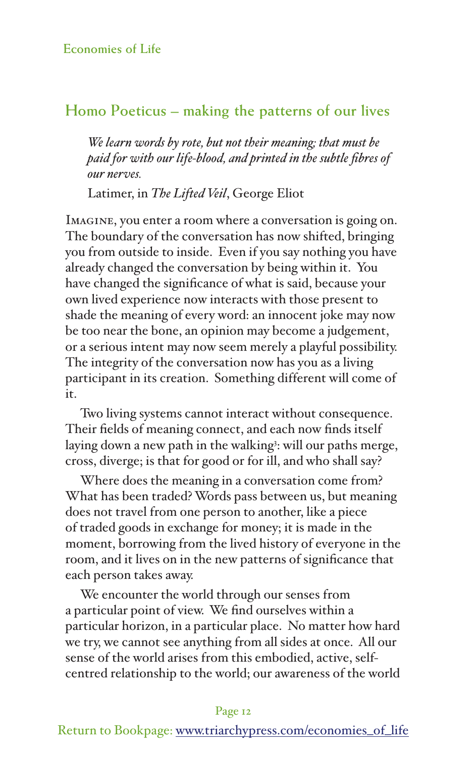## Homo Poeticus – making the patterns of our lives

> *We learn words by rote, but not their meaning; that must be paid for with our life-blood, and printed in the subtle fibres of our nerves.*
>
> Latimer, in *The Lifted Veil*, George Eliot

Imagine, you enter a room where a conversation is going on. The boundary of the conversation has now shifted, bringing you from outside to inside. Even if you say nothing you have already changed the conversation by being within it. You have changed the significance of what is said, because your own lived experience now interacts with those present to shade the meaning of every word: an innocent joke may now be too near the bone, an opinion may become a judgement, or a serious intent may now seem merely a playful possibility. The integrity of the conversation now has you as a living participant in its creation. Something different will come of it.

Two living systems cannot interact without consequence. Their fields of meaning connect, and each now finds itself laying down a new path in the walking[3]: will our paths merge, cross, diverge; is that for good or for ill, and who shall say?

Where does the meaning in a conversation come from? What has been traded? Words pass between us, but meaning does not travel from one person to another, like a piece of traded goods in exchange for money; it is made in the moment, borrowing from the lived history of everyone in the room, and it lives on in the new patterns of significance that each person takes away.

We encounter the world through our senses from a particular point of view. We find ourselves within a particular horizon, in a particular place. No matter how hard we try, we cannot see anything from all sides at once. All our sense of the world arises from this embodied, active, self-centred relationship to the world; our awareness of the world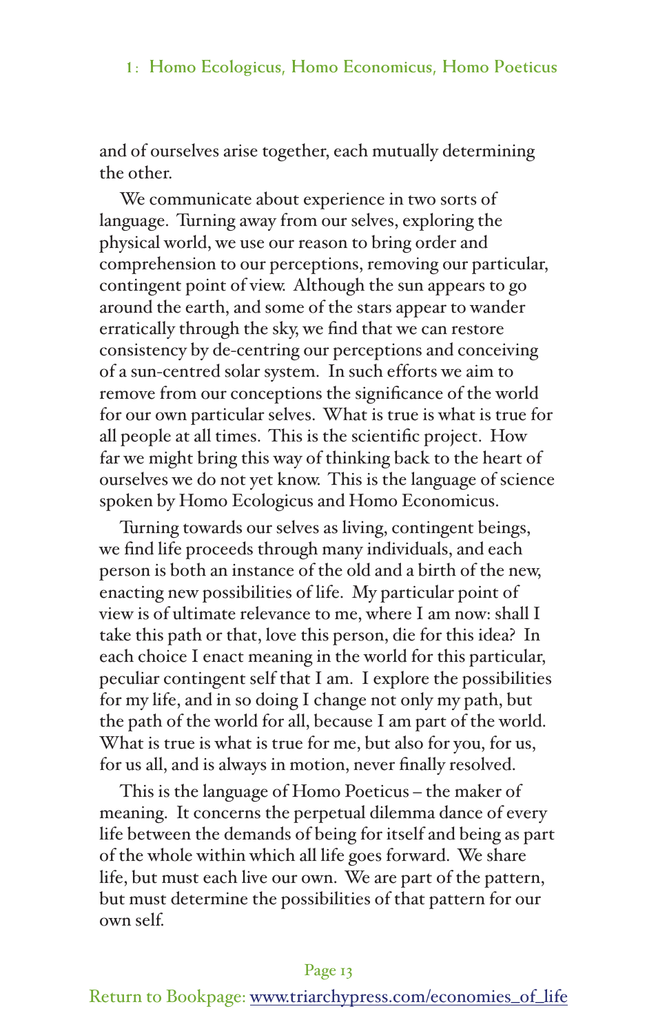and of ourselves arise together, each mutually determining the other.

We communicate about experience in two sorts of language. Turning away from our selves, exploring the physical world, we use our reason to bring order and comprehension to our perceptions, removing our particular, contingent point of view. Although the sun appears to go around the earth, and some of the stars appear to wander erratically through the sky, we find that we can restore consistency by de-centring our perceptions and conceiving of a sun-centred solar system. In such efforts we aim to remove from our conceptions the significance of the world for our own particular selves. What is true is what is true for all people at all times. This is the scientific project. How far we might bring this way of thinking back to the heart of ourselves we do not yet know. This is the language of science spoken by Homo Ecologicus and Homo Economicus.

Turning towards our selves as living, contingent beings, we find life proceeds through many individuals, and each person is both an instance of the old and a birth of the new, enacting new possibilities of life. My particular point of view is of ultimate relevance to me, where I am now: shall I take this path or that, love this person, die for this idea? In each choice I enact meaning in the world for this particular, peculiar contingent self that I am. I explore the possibilities for my life, and in so doing I change not only my path, but the path of the world for all, because I am part of the world. What is true is what is true for me, but also for you, for us, for us all, and is always in motion, never finally resolved.

This is the language of Homo Poeticus – the maker of meaning. It concerns the perpetual dilemma dance of every life between the demands of being for itself and being as part of the whole within which all life goes forward. We share life, but must each live our own. We are part of the pattern, but must determine the possibilities of that pattern for our own self.

Return to Bookpage: [www.triarchypress.com/economies_of_life](http://www.triarchypress.com/economies_of_life)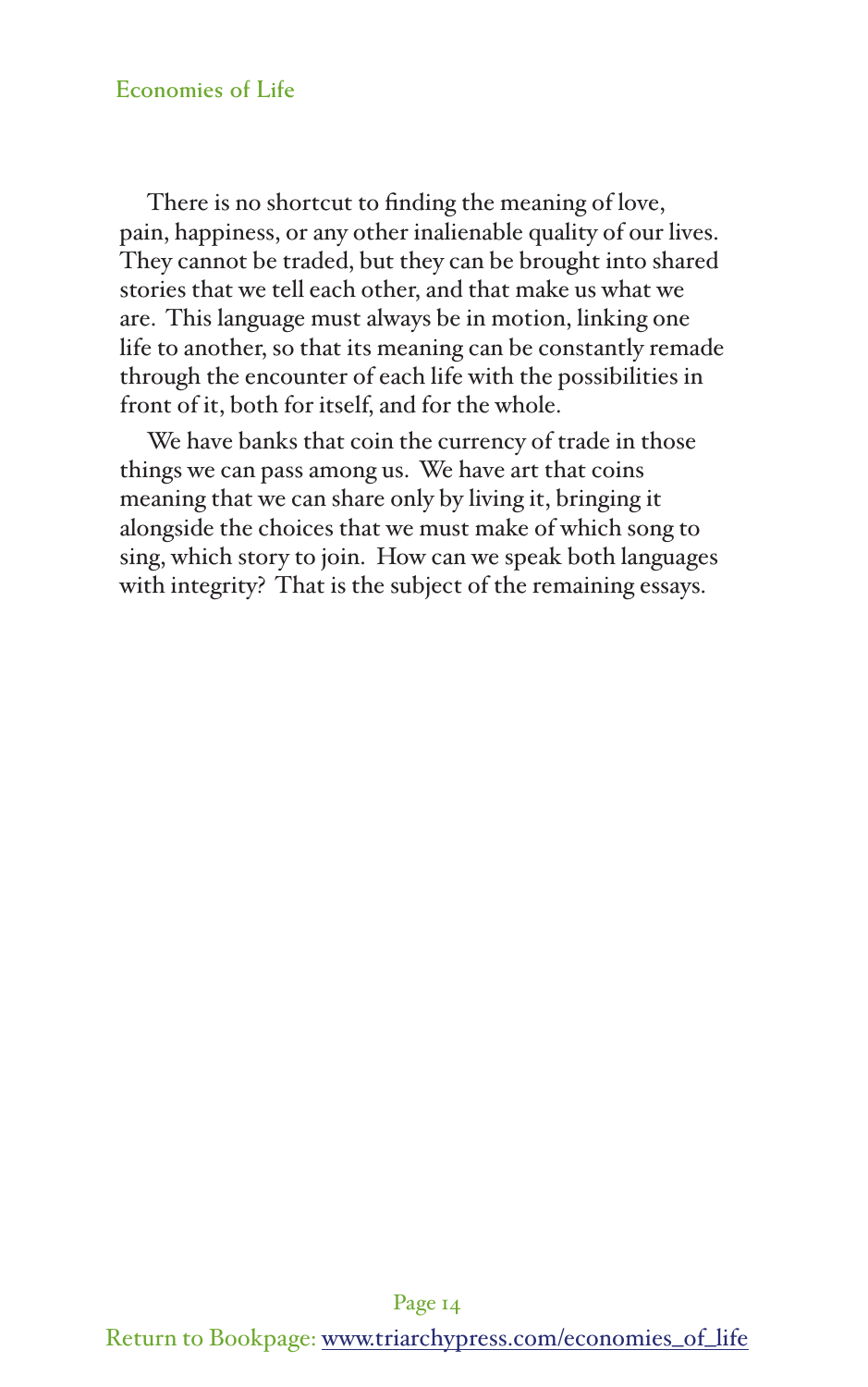There is no shortcut to finding the meaning of love, pain, happiness, or any other inalienable quality of our lives. They cannot be traded, but they can be brought into shared stories that we tell each other, and that make us what we are. This language must always be in motion, linking one life to another, so that its meaning can be constantly remade through the encounter of each life with the possibilities in front of it, both for itself, and for the whole.

We have banks that coin the currency of trade in those things we can pass among us. We have art that coins meaning that we can share only by living it, bringing it alongside the choices that we must make of which song to sing, which story to join. How can we speak both languages with integrity? That is the subject of the remaining essays.

Return to Bookpage: www.triarchypress.com/economies_of_life